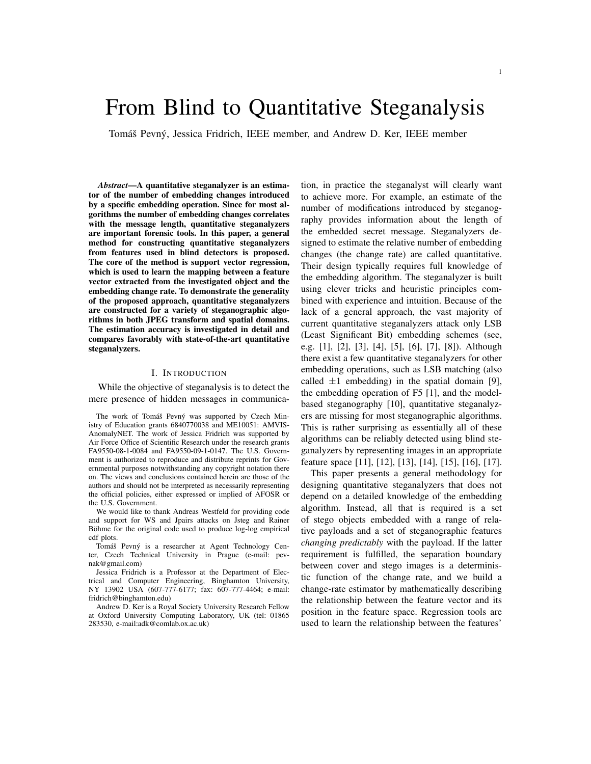# From Blind to Quantitative Steganalysis

Tomáš Pevný, Jessica Fridrich, IEEE member, and Andrew D. Ker, IEEE member

***Abstract*—A quantitative steganalyzer is an estimator of the number of embedding changes introduced by a specific embedding operation. Since for most algorithms the number of embedding changes correlates with the message length, quantitative steganalyzers are important forensic tools. In this paper, a general method for constructing quantitative steganalyzers from features used in blind detectors is proposed. The core of the method is support vector regression, which is used to learn the mapping between a feature vector extracted from the investigated object and the embedding change rate. To demonstrate the generality of the proposed approach, quantitative steganalyzers are constructed for a variety of steganographic algorithms in both JPEG transform and spatial domains. The estimation accuracy is investigated in detail and compares favorably with state-of-the-art quantitative steganalyzers.**

## I. Introduction

While the objective of steganalysis is to detect the mere presence of hidden messages in communication, in practice the steganalyst will clearly want to achieve more. For example, an estimate of the number of modifications introduced by steganography provides information about the length of the embedded secret message. Steganalyzers designed to estimate the relative number of embedding changes (the change rate) are called quantitative. Their design typically requires full knowledge of the embedding algorithm. The steganalyzer is built using clever tricks and heuristic principles combined with experience and intuition. Because of the lack of a general approach, the vast majority of current quantitative steganalyzers attack only LSB (Least Significant Bit) embedding schemes (see, e.g. [1], [2], [3], [4], [5], [6], [7], [8]). Although there exist a few quantitative steganalyzers for other embedding operations, such as LSB matching (also called $\pm 1$ embedding) in the spatial domain [9], the embedding operation of F5 [1], and the model-based steganography [10], quantitative steganalyzers are missing for most steganographic algorithms. This is rather surprising as essentially all of these algorithms can be reliably detected using blind steganalyzers by representing images in an appropriate feature space [11], [12], [13], [14], [15], [16], [17].

This paper presents a general methodology for designing quantitative steganalyzers that does not depend on a detailed knowledge of the embedding algorithm. Instead, all that is required is a set of stego objects embedded with a range of relative payloads and a set of steganographic features *changing predictably* with the payload. If the latter requirement is fulfilled, the separation boundary between cover and stego images is a deterministic function of the change rate, and we build a change-rate estimator by mathematically describing the relationship between the feature vector and its position in the feature space. Regression tools are used to learn the relationship between the features'

---

The work of Tomáš Pevný was supported by Czech Ministry of Education grants 6840770038 and ME10051: AMVIS-AnomalyNET. The work of Jessica Fridrich was supported by Air Force Office of Scientific Research under the research grants FA9550-08-1-0084 and FA9550-09-1-0147. The U.S. Government is authorized to reproduce and distribute reprints for Governmental purposes notwithstanding any copyright notation there on. The views and conclusions contained herein are those of the authors and should not be interpreted as necessarily representing the official policies, either expressed or implied of AFOSR or the U.S. Government.

We would like to thank Andreas Westfeld for providing code and support for WS and Jpairs attacks on Jsteg and Rainer Böhme for the original code used to produce log-log empirical cdf plots.

Tomáš Pevný is a researcher at Agent Technology Center, Czech Technical University in Prague (e-mail: pevnak@gmail.com)

Jessica Fridrich is a Professor at the Department of Electrical and Computer Engineering, Binghamton University, NY 13902 USA (607-777-6177; fax: 607-777-4464; e-mail: fridrich@binghamton.edu)

Andrew D. Ker is a Royal Society University Research Fellow at Oxford University Computing Laboratory, UK (tel: 01865 283530, e-mail:adk@comlab.ox.ac.uk)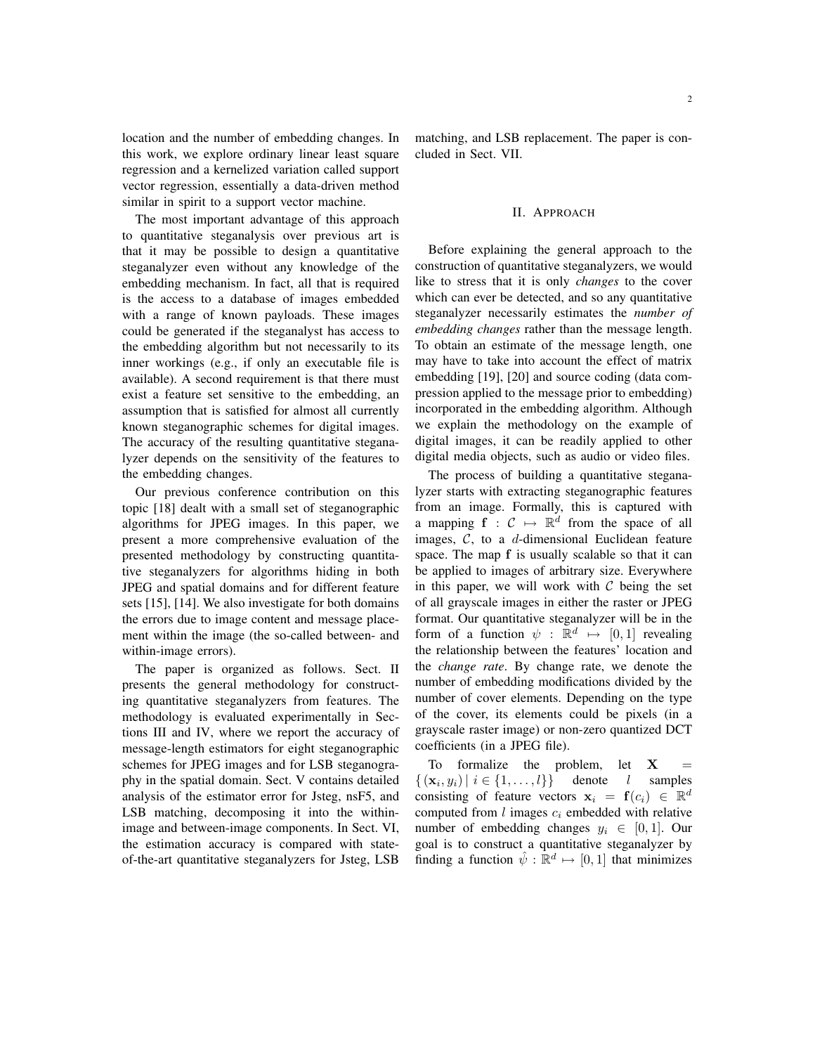location and the number of embedding changes. In this work, we explore ordinary linear least square regression and a kernelized variation called support vector regression, essentially a data-driven method similar in spirit to a support vector machine.

The most important advantage of this approach to quantitative steganalysis over previous art is that it may be possible to design a quantitative steganalyzer even without any knowledge of the embedding mechanism. In fact, all that is required is the access to a database of images embedded with a range of known payloads. These images could be generated if the steganalyst has access to the embedding algorithm but not necessarily to its inner workings (e.g., if only an executable file is available). A second requirement is that there must exist a feature set sensitive to the embedding, an assumption that is satisfied for almost all currently known steganographic schemes for digital images. The accuracy of the resulting quantitative steganalyzer depends on the sensitivity of the features to the embedding changes.

Our previous conference contribution on this topic [18] dealt with a small set of steganographic algorithms for JPEG images. In this paper, we present a more comprehensive evaluation of the presented methodology by constructing quantitative steganalyzers for algorithms hiding in both JPEG and spatial domains and for different feature sets [15], [14]. We also investigate for both domains the errors due to image content and message placement within the image (the so-called between- and within-image errors).

The paper is organized as follows. Sect. II presents the general methodology for constructing quantitative steganalyzers from features. The methodology is evaluated experimentally in Sections III and IV, where we report the accuracy of message-length estimators for eight steganographic schemes for JPEG images and for LSB steganography in the spatial domain. Sect. V contains detailed analysis of the estimator error for Jsteg, nsF5, and LSB matching, decomposing it into the within-image and between-image components. In Sect. VI, the estimation accuracy is compared with state-of-the-art quantitative steganalyzers for Jsteg, LSB matching, and LSB replacement. The paper is concluded in Sect. VII.

## II. Approach

Before explaining the general approach to the construction of quantitative steganalyzers, we would like to stress that it is only *changes* to the cover which can ever be detected, and so any quantitative steganalyzer necessarily estimates the *number of embedding changes* rather than the message length. To obtain an estimate of the message length, one may have to take into account the effect of matrix embedding [19], [20] and source coding (data compression applied to the message prior to embedding) incorporated in the embedding algorithm. Although we explain the methodology on the example of digital images, it can be readily applied to other digital media objects, such as audio or video files.

The process of building a quantitative steganalyzer starts with extracting steganographic features from an image. Formally, this is captured with a mapping $\mathbf{f} : \mathcal{C} \mapsto \mathbb{R}^d$ from the space of all images, $\mathcal{C}$, to a $d$-dimensional Euclidean feature space. The map $\mathbf{f}$ is usually scalable so that it can be applied to images of arbitrary size. Everywhere in this paper, we will work with $\mathcal{C}$ being the set of all grayscale images in either the raster or JPEG format. Our quantitative steganalyzer will be in the form of a function $\psi : \mathbb{R}^d \mapsto [0,1]$ revealing the relationship between the features' location and the *change rate*. By change rate, we denote the number of embedding modifications divided by the number of cover elements. Depending on the type of the cover, its elements could be pixels (in a grayscale raster image) or non-zero quantized DCT coefficients (in a JPEG file).

To formalize the problem, let $\mathbf{X} = \{(\mathbf{x}_i, y_i) \mid i \in \{1, \ldots, l\}\}$ denote $l$ samples consisting of feature vectors $\mathbf{x}_i = \mathbf{f}(c_i) \in \mathbb{R}^d$ computed from $l$ images $c_i$ embedded with relative number of embedding changes $y_i \in [0,1]$. Our goal is to construct a quantitative steganalyzer by finding a function $\hat{\psi} : \mathbb{R}^d \mapsto [0,1]$ that minimizes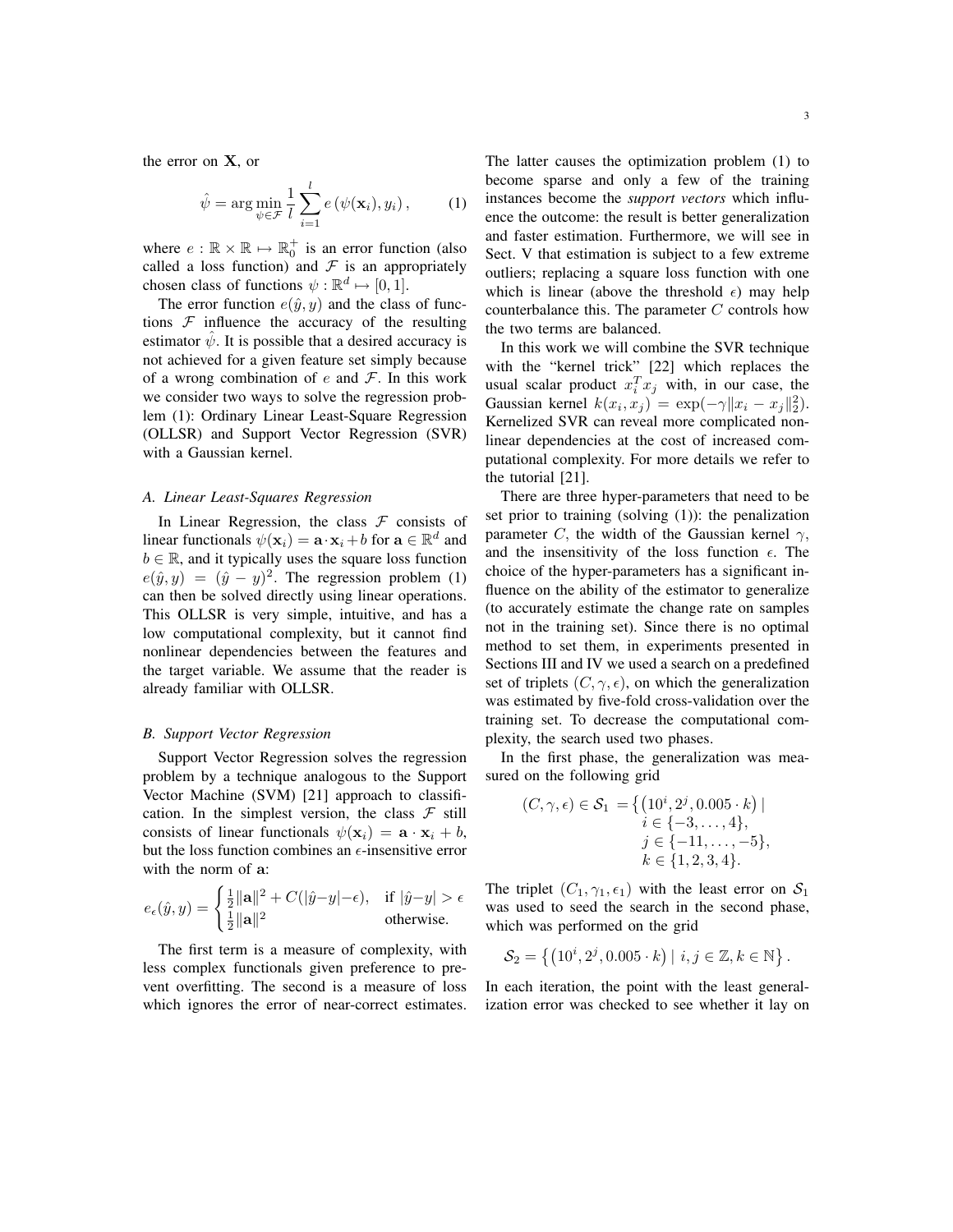the error on $\mathbf{X}$, or

$$\hat{\psi} = \arg\min_{\psi \in \mathcal{F}} \frac{1}{l} \sum_{i=1}^{l} e\left(\psi(\mathbf{x}_i), y_i\right), \tag{1}$$

where $e : \mathbb{R} \times \mathbb{R} \mapsto \mathbb{R}_0^+$ is an error function (also called a loss function) and $\mathcal{F}$ is an appropriately chosen class of functions $\psi : \mathbb{R}^d \mapsto [0, 1]$.

The error function $e(\hat{y}, y)$ and the class of functions $\mathcal{F}$ influence the accuracy of the resulting estimator $\hat{\psi}$. It is possible that a desired accuracy is not achieved for a given feature set simply because of a wrong combination of $e$ and $\mathcal{F}$. In this work we consider two ways to solve the regression problem (1): Ordinary Linear Least-Square Regression (OLLSR) and Support Vector Regression (SVR) with a Gaussian kernel.

### *A. Linear Least-Squares Regression*

In Linear Regression, the class $\mathcal{F}$ consists of linear functionals $\psi(\mathbf{x}_i) = \mathbf{a} \cdot \mathbf{x}_i + b$ for $\mathbf{a} \in \mathbb{R}^d$ and $b \in \mathbb{R}$, and it typically uses the square loss function $e(\hat{y}, y) = (\hat{y} - y)^2$. The regression problem (1) can then be solved directly using linear operations. This OLLSR is very simple, intuitive, and has a low computational complexity, but it cannot find nonlinear dependencies between the features and the target variable. We assume that the reader is already familiar with OLLSR.

### *B. Support Vector Regression*

Support Vector Regression solves the regression problem by a technique analogous to the Support Vector Machine (SVM) [21] approach to classification. In the simplest version, the class $\mathcal{F}$ still consists of linear functionals $\psi(\mathbf{x}_i) = \mathbf{a} \cdot \mathbf{x}_i + b$, but the loss function combines an $\epsilon$-insensitive error with the norm of $\mathbf{a}$:

$$e_\epsilon(\hat{y}, y) = \begin{cases} \frac{1}{2}\|\mathbf{a}\|^2 + C(|\hat{y}-y| - \epsilon), & \text{if } |\hat{y}-y| > \epsilon \\ \frac{1}{2}\|\mathbf{a}\|^2 & \text{otherwise.} \end{cases}$$

The first term is a measure of complexity, with less complex functionals given preference to prevent overfitting. The second is a measure of loss which ignores the error of near-correct estimates. The latter causes the optimization problem (1) to become sparse and only a few of the training instances become the *support vectors* which influence the outcome: the result is better generalization and faster estimation. Furthermore, we will see in Sect. V that estimation is subject to a few extreme outliers; replacing a square loss function with one which is linear (above the threshold $\epsilon$) may help counterbalance this. The parameter $C$ controls how the two terms are balanced.

In this work we will combine the SVR technique with the "kernel trick" [22] which replaces the usual scalar product $x_i^T x_j$ with, in our case, the Gaussian kernel $k(x_i, x_j) = \exp(-\gamma \|x_i - x_j\|_2^2)$. Kernelized SVR can reveal more complicated nonlinear dependencies at the cost of increased computational complexity. For more details we refer to the tutorial [21].

There are three hyper-parameters that need to be set prior to training (solving (1)): the penalization parameter $C$, the width of the Gaussian kernel $\gamma$, and the insensitivity of the loss function $\epsilon$. The choice of the hyper-parameters has a significant influence on the ability of the estimator to generalize (to accurately estimate the change rate on samples not in the training set). Since there is no optimal method to set them, in experiments presented in Sections III and IV we used a search on a predefined set of triplets $(C, \gamma, \epsilon)$, on which the generalization was estimated by five-fold cross-validation over the training set. To decrease the computational complexity, the search used two phases.

In the first phase, the generalization was measured on the following grid

$$\begin{aligned}(C, \gamma, \epsilon) \in \mathcal{S}_1 = \big\{ \left(10^i, 2^j, 0.005 \cdot k\right) \mid \; & i \in \{-3, \ldots, 4\}, \\ & j \in \{-11, \ldots, -5\}, \\ & k \in \{1, 2, 3, 4\}. \end{aligned}$$

The triplet $(C_1, \gamma_1, \epsilon_1)$ with the least error on $\mathcal{S}_1$ was used to seed the search in the second phase, which was performed on the grid

$$\mathcal{S}_2 = \left\{ \left(10^i, 2^j, 0.005 \cdot k\right) \mid i, j \in \mathbb{Z}, k \in \mathbb{N} \right\}.$$

In each iteration, the point with the least generalization error was checked to see whether it lay on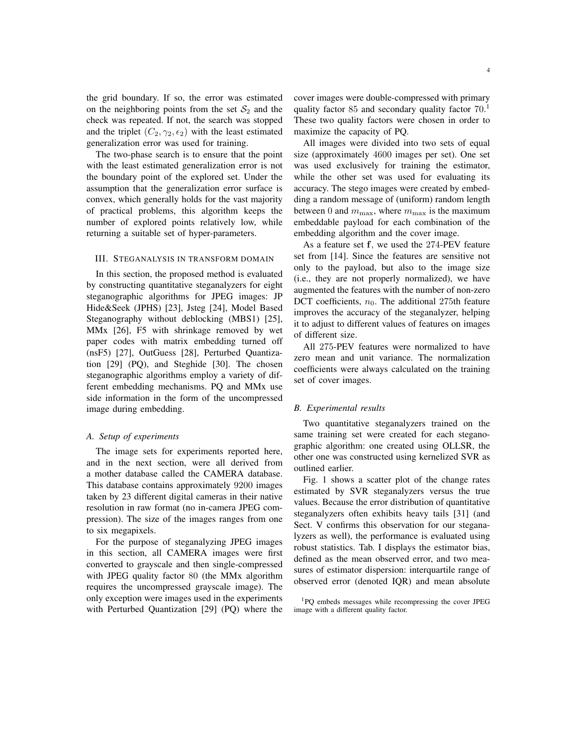the grid boundary. If so, the error was estimated on the neighboring points from the set $\mathcal{S}_2$ and the check was repeated. If not, the search was stopped and the triplet $(C_2, \gamma_2, \epsilon_2)$ with the least estimated generalization error was used for training.

The two-phase search is to ensure that the point with the least estimated generalization error is not the boundary point of the explored set. Under the assumption that the generalization error surface is convex, which generally holds for the vast majority of practical problems, this algorithm keeps the number of explored points relatively low, while returning a suitable set of hyper-parameters.

## III. Steganalysis in transform domain

In this section, the proposed method is evaluated by constructing quantitative steganalyzers for eight steganographic algorithms for JPEG images: JP Hide&Seek (JPHS) [23], Jsteg [24], Model Based Steganography without deblocking (MBS1) [25], MMx [26], F5 with shrinkage removed by wet paper codes with matrix embedding turned off (nsF5) [27], OutGuess [28], Perturbed Quantization [29] (PQ), and Steghide [30]. The chosen steganographic algorithms employ a variety of different embedding mechanisms. PQ and MMx use side information in the form of the uncompressed image during embedding.

### A. Setup of experiments

The image sets for experiments reported here, and in the next section, were all derived from a mother database called the CAMERA database. This database contains approximately $9200$ images taken by 23 different digital cameras in their native resolution in raw format (no in-camera JPEG compression). The size of the images ranges from one to six megapixels.

For the purpose of steganalyzing JPEG images in this section, all CAMERA images were first converted to grayscale and then single-compressed with JPEG quality factor $80$ (the MMx algorithm requires the uncompressed grayscale image). The only exception were images used in the experiments with Perturbed Quantization [29] (PQ) where the cover images were double-compressed with primary quality factor $85$ and secondary quality factor $70$.[1] These two quality factors were chosen in order to maximize the capacity of PQ.

All images were divided into two sets of equal size (approximately $4600$ images per set). One set was used exclusively for training the estimator, while the other set was used for evaluating its accuracy. The stego images were created by embedding a random message of (uniform) random length between $0$ and $m_{\max}$, where $m_{\max}$ is the maximum embeddable payload for each combination of the embedding algorithm and the cover image.

As a feature set $\mathbf{f}$, we used the $274$-PEV feature set from [14]. Since the features are sensitive not only to the payload, but also to the image size (i.e., they are not properly normalized), we have augmented the features with the number of non-zero DCT coefficients, $n_0$. The additional $275$th feature improves the accuracy of the steganalyzer, helping it to adjust to different values of features on images of different size.

All $275$-PEV features were normalized to have zero mean and unit variance. The normalization coefficients were always calculated on the training set of cover images.

### B. Experimental results

Two quantitative steganalyzers trained on the same training set were created for each steganographic algorithm: one created using OLLSR, the other one was constructed using kernelized SVR as outlined earlier.

Fig. 1 shows a scatter plot of the change rates estimated by SVR steganalyzers versus the true values. Because the error distribution of quantitative steganalyzers often exhibits heavy tails [31] (and Sect. V confirms this observation for our steganalyzers as well), the performance is evaluated using robust statistics. Tab. I displays the estimator bias, defined as the mean observed error, and two measures of estimator dispersion: interquartile range of observed error (denoted IQR) and mean absolute

[1] PQ embeds messages while recompressing the cover JPEG image with a different quality factor.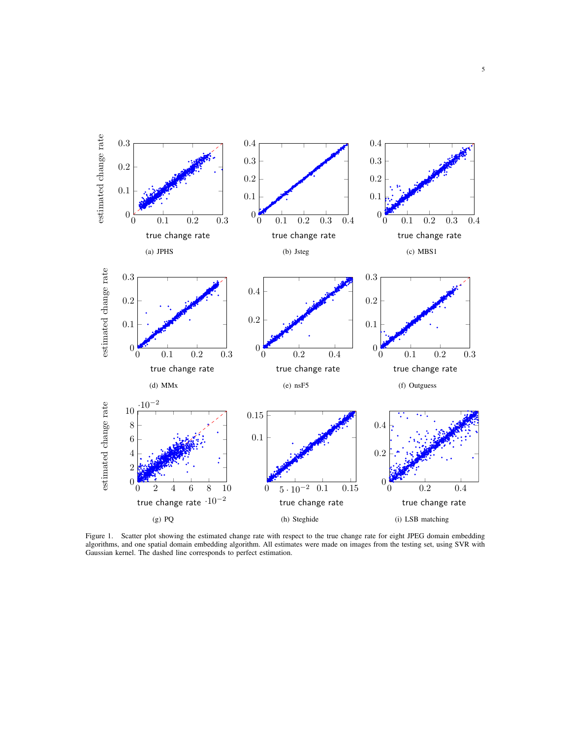(a) JPHS

(b) Jsteg

(c) MBS1

(d) MMx

(e) nsF5

(f) Outguess

(g) PQ

(h) Steghide

(i) LSB matching

Figure 1. Scatter plot showing the estimated change rate with respect to the true change rate for eight JPEG domain embedding algorithms, and one spatial domain embedding algorithm. All estimates were made on images from the testing set, using SVR with Gaussian kernel. The dashed line corresponds to perfect estimation.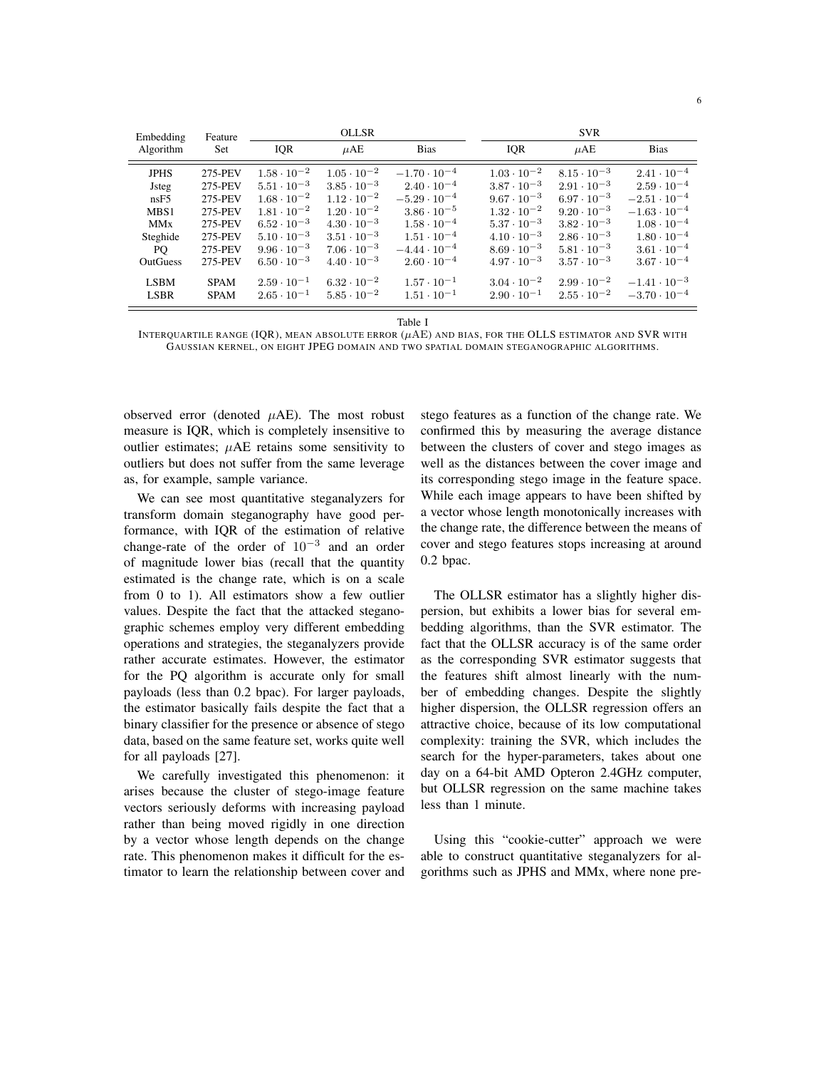| Embedding Algorithm | Feature Set | OLLSR | | | SVR | | |
|---|---|---|---|---|---|---|---|
| | | IQR | $\mu$AE | Bias | IQR | $\mu$AE | Bias |
| JPHS | 275-PEV | $1.58 \cdot 10^{-2}$ | $1.05 \cdot 10^{-2}$ | $-1.70 \cdot 10^{-4}$ | $1.03 \cdot 10^{-2}$ | $8.15 \cdot 10^{-3}$ | $2.41 \cdot 10^{-4}$ |
| Jsteg | 275-PEV | $5.51 \cdot 10^{-3}$ | $3.85 \cdot 10^{-3}$ | $2.40 \cdot 10^{-4}$ | $3.87 \cdot 10^{-3}$ | $2.91 \cdot 10^{-3}$ | $2.59 \cdot 10^{-4}$ |
| nsF5 | 275-PEV | $1.68 \cdot 10^{-2}$ | $1.12 \cdot 10^{-2}$ | $-5.29 \cdot 10^{-4}$ | $9.67 \cdot 10^{-3}$ | $6.97 \cdot 10^{-3}$ | $-2.51 \cdot 10^{-4}$ |
| MBS1 | 275-PEV | $1.81 \cdot 10^{-2}$ | $1.20 \cdot 10^{-2}$ | $3.86 \cdot 10^{-5}$ | $1.32 \cdot 10^{-2}$ | $9.20 \cdot 10^{-3}$ | $-1.63 \cdot 10^{-4}$ |
| MMx | 275-PEV | $6.52 \cdot 10^{-3}$ | $4.30 \cdot 10^{-3}$ | $1.58 \cdot 10^{-4}$ | $5.37 \cdot 10^{-3}$ | $3.82 \cdot 10^{-3}$ | $1.08 \cdot 10^{-4}$ |
| Steghide | 275-PEV | $5.10 \cdot 10^{-3}$ | $3.51 \cdot 10^{-3}$ | $1.51 \cdot 10^{-4}$ | $4.10 \cdot 10^{-3}$ | $2.86 \cdot 10^{-3}$ | $1.80 \cdot 10^{-4}$ |
| PQ | 275-PEV | $9.96 \cdot 10^{-3}$ | $7.06 \cdot 10^{-3}$ | $-4.44 \cdot 10^{-4}$ | $8.69 \cdot 10^{-3}$ | $5.81 \cdot 10^{-3}$ | $3.61 \cdot 10^{-4}$ |
| OutGuess | 275-PEV | $6.50 \cdot 10^{-3}$ | $4.40 \cdot 10^{-3}$ | $2.60 \cdot 10^{-4}$ | $4.97 \cdot 10^{-3}$ | $3.57 \cdot 10^{-3}$ | $3.67 \cdot 10^{-4}$ |
| LSBM | SPAM | $2.59 \cdot 10^{-1}$ | $6.32 \cdot 10^{-2}$ | $1.57 \cdot 10^{-1}$ | $3.04 \cdot 10^{-2}$ | $2.99 \cdot 10^{-2}$ | $-1.41 \cdot 10^{-3}$ |
| LSBR | SPAM | $2.65 \cdot 10^{-1}$ | $5.85 \cdot 10^{-2}$ | $1.51 \cdot 10^{-1}$ | $2.90 \cdot 10^{-1}$ | $2.55 \cdot 10^{-2}$ | $-3.70 \cdot 10^{-4}$ |

Table I
INTERQUARTILE RANGE (IQR), MEAN ABSOLUTE ERROR ($\mu$AE) AND BIAS, FOR THE OLLS ESTIMATOR AND SVR WITH GAUSSIAN KERNEL, ON EIGHT JPEG DOMAIN AND TWO SPATIAL DOMAIN STEGANOGRAPHIC ALGORITHMS.

observed error (denoted $\mu$AE). The most robust measure is IQR, which is completely insensitive to outlier estimates; $\mu$AE retains some sensitivity to outliers but does not suffer from the same leverage as, for example, sample variance.

We can see most quantitative steganalyzers for transform domain steganography have good performance, with IQR of the estimation of relative change-rate of the order of $10^{-3}$ and an order of magnitude lower bias (recall that the quantity estimated is the change rate, which is on a scale from 0 to 1). All estimators show a few outlier values. Despite the fact that the attacked steganographic schemes employ very different embedding operations and strategies, the steganalyzers provide rather accurate estimates. However, the estimator for the PQ algorithm is accurate only for small payloads (less than 0.2 bpac). For larger payloads, the estimator basically fails despite the fact that a binary classifier for the presence or absence of stego data, based on the same feature set, works quite well for all payloads [27].

We carefully investigated this phenomenon: it arises because the cluster of stego-image feature vectors seriously deforms with increasing payload rather than being moved rigidly in one direction by a vector whose length depends on the change rate. This phenomenon makes it difficult for the estimator to learn the relationship between cover and stego features as a function of the change rate. We confirmed this by measuring the average distance between the clusters of cover and stego images as well as the distances between the cover image and its corresponding stego image in the feature space. While each image appears to have been shifted by a vector whose length monotonically increases with the change rate, the difference between the means of cover and stego features stops increasing at around 0.2 bpac.

The OLLSR estimator has a slightly higher dispersion, but exhibits a lower bias for several embedding algorithms, than the SVR estimator. The fact that the OLLSR accuracy is of the same order as the corresponding SVR estimator suggests that the features shift almost linearly with the number of embedding changes. Despite the slightly higher dispersion, the OLLSR regression offers an attractive choice, because of its low computational complexity: training the SVR, which includes the search for the hyper-parameters, takes about one day on a 64-bit AMD Opteron 2.4GHz computer, but OLLSR regression on the same machine takes less than 1 minute.

Using this "cookie-cutter" approach we were able to construct quantitative steganalyzers for algorithms such as JPHS and MMx, where none pre-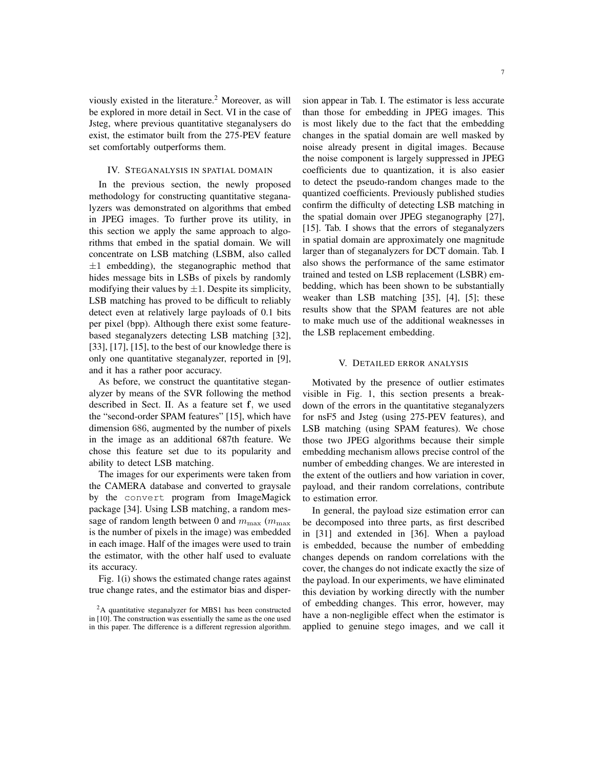viously existed in the literature.[2] Moreover, as will be explored in more detail in Sect. VI in the case of Jsteg, where previous quantitative steganalysers do exist, the estimator built from the 275-PEV feature set comfortably outperforms them.

## IV. Steganalysis in spatial domain

In the previous section, the newly proposed methodology for constructing quantitative steganalyzers was demonstrated on algorithms that embed in JPEG images. To further prove its utility, in this section we apply the same approach to algorithms that embed in the spatial domain. We will concentrate on LSB matching (LSBM, also called $\pm 1$ embedding), the steganographic method that hides message bits in LSBs of pixels by randomly modifying their values by $\pm 1$. Despite its simplicity, LSB matching has proved to be difficult to reliably detect even at relatively large payloads of 0.1 bits per pixel (bpp). Although there exist some feature-based steganalyzers detecting LSB matching [32], [33], [17], [15], to the best of our knowledge there is only one quantitative steganalyzer, reported in [9], and it has a rather poor accuracy.

As before, we construct the quantitative steganalyzer by means of the SVR following the method described in Sect. II. As a feature set $\mathbf{f}$, we used the "second-order SPAM features" [15], which have dimension $686$, augmented by the number of pixels in the image as an additional 687th feature. We chose this feature set due to its popularity and ability to detect LSB matching.

The images for our experiments were taken from the CAMERA database and converted to graysale by the `convert` program from ImageMagick package [34]. Using LSB matching, a random message of random length between 0 and $m_{\max}$ ($m_{\max}$ is the number of pixels in the image) was embedded in each image. Half of the images were used to train the estimator, with the other half used to evaluate its accuracy.

Fig. 1(i) shows the estimated change rates against true change rates, and the estimator bias and dispersion appear in Tab. I. The estimator is less accurate than those for embedding in JPEG images. This is most likely due to the fact that the embedding changes in the spatial domain are well masked by noise already present in digital images. Because the noise component is largely suppressed in JPEG coefficients due to quantization, it is also easier to detect the pseudo-random changes made to the quantized coefficients. Previously published studies confirm the difficulty of detecting LSB matching in the spatial domain over JPEG steganography [27], [15]. Tab. I shows that the errors of steganalyzers in spatial domain are approximately one magnitude larger than of steganalyzers for DCT domain. Tab. I also shows the performance of the same estimator trained and tested on LSB replacement (LSBR) embedding, which has been shown to be substantially weaker than LSB matching [35], [4], [5]; these results show that the SPAM features are not able to make much use of the additional weaknesses in the LSB replacement embedding.

## V. Detailed error analysis

Motivated by the presence of outlier estimates visible in Fig. 1, this section presents a breakdown of the errors in the quantitative steganalyzers for nsF5 and Jsteg (using 275-PEV features), and LSB matching (using SPAM features). We chose those two JPEG algorithms because their simple embedding mechanism allows precise control of the number of embedding changes. We are interested in the extent of the outliers and how variation in cover, payload, and their random correlations, contribute to estimation error.

In general, the payload size estimation error can be decomposed into three parts, as first described in [31] and extended in [36]. When a payload is embedded, because the number of embedding changes depends on random correlations with the cover, the changes do not indicate exactly the size of the payload. In our experiments, we have eliminated this deviation by working directly with the number of embedding changes. This error, however, may have a non-negligible effect when the estimator is applied to genuine stego images, and we call it

[2] A quantitative steganalyzer for MBS1 has been constructed in [10]. The construction was essentially the same as the one used in this paper. The difference is a different regression algorithm.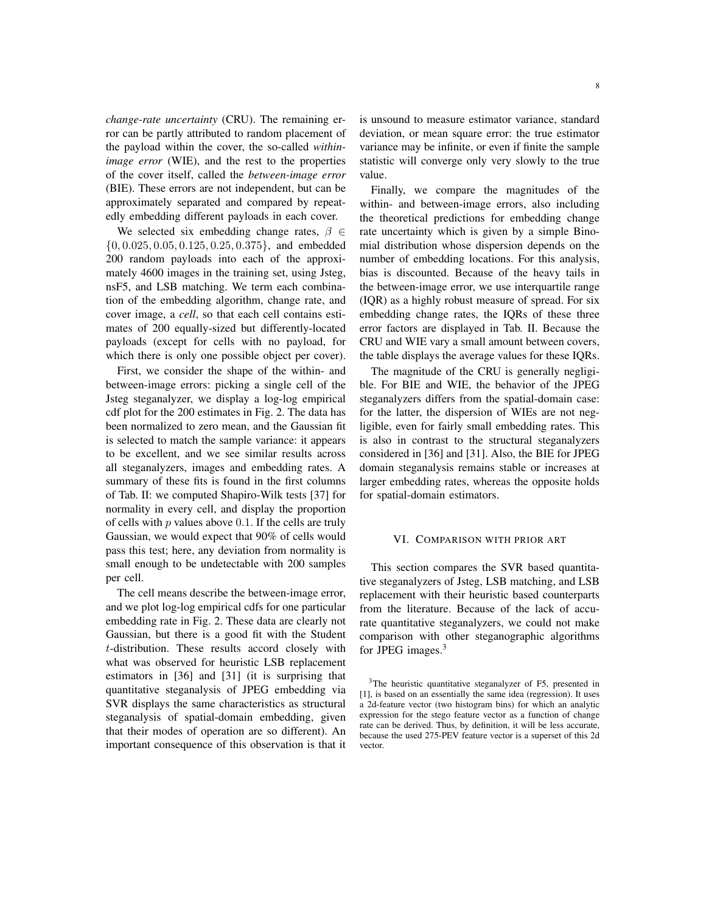*change-rate uncertainty* (CRU). The remaining error can be partly attributed to random placement of the payload within the cover, the so-called *within-image error* (WIE), and the rest to the properties of the cover itself, called the *between-image error* (BIE). These errors are not independent, but can be approximately separated and compared by repeatedly embedding different payloads in each cover.

We selected six embedding change rates, $\beta \in \{0, 0.025, 0.05, 0.125, 0.25, 0.375\}$, and embedded 200 random payloads into each of the approximately 4600 images in the training set, using Jsteg, nsF5, and LSB matching. We term each combination of the embedding algorithm, change rate, and cover image, a *cell*, so that each cell contains estimates of 200 equally-sized but differently-located payloads (except for cells with no payload, for which there is only one possible object per cover).

First, we consider the shape of the within- and between-image errors: picking a single cell of the Jsteg steganalyzer, we display a log-log empirical cdf plot for the 200 estimates in Fig. 2. The data has been normalized to zero mean, and the Gaussian fit is selected to match the sample variance: it appears to be excellent, and we see similar results across all steganalyzers, images and embedding rates. A summary of these fits is found in the first columns of Tab. II: we computed Shapiro-Wilk tests [37] for normality in every cell, and display the proportion of cells with $p$ values above $0.1$. If the cells are truly Gaussian, we would expect that 90% of cells would pass this test; here, any deviation from normality is small enough to be undetectable with 200 samples per cell.

The cell means describe the between-image error, and we plot log-log empirical cdfs for one particular embedding rate in Fig. 2. These data are clearly not Gaussian, but there is a good fit with the Student $t$-distribution. These results accord closely with what was observed for heuristic LSB replacement estimators in [36] and [31] (it is surprising that quantitative steganalysis of JPEG embedding via SVR displays the same characteristics as structural steganalysis of spatial-domain embedding, given that their modes of operation are so different). An important consequence of this observation is that it is unsound to measure estimator variance, standard deviation, or mean square error: the true estimator variance may be infinite, or even if finite the sample statistic will converge only very slowly to the true value.

Finally, we compare the magnitudes of the within- and between-image errors, also including the theoretical predictions for embedding change rate uncertainty which is given by a simple Binomial distribution whose dispersion depends on the number of embedding locations. For this analysis, bias is discounted. Because of the heavy tails in the between-image error, we use interquartile range (IQR) as a highly robust measure of spread. For six embedding change rates, the IQRs of these three error factors are displayed in Tab. II. Because the CRU and WIE vary a small amount between covers, the table displays the average values for these IQRs.

The magnitude of the CRU is generally negligible. For BIE and WIE, the behavior of the JPEG steganalyzers differs from the spatial-domain case: for the latter, the dispersion of WIEs are not negligible, even for fairly small embedding rates. This is also in contrast to the structural steganalyzers considered in [36] and [31]. Also, the BIE for JPEG domain steganalysis remains stable or increases at larger embedding rates, whereas the opposite holds for spatial-domain estimators.

## VI. Comparison with prior art

This section compares the SVR based quantitative steganalyzers of Jsteg, LSB matching, and LSB replacement with their heuristic based counterparts from the literature. Because of the lack of accurate quantitative steganalyzers, we could not make comparison with other steganographic algorithms for JPEG images.[3]

[3] The heuristic quantitative steganalyzer of F5, presented in [1], is based on an essentially the same idea (regression). It uses a 2d-feature vector (two histogram bins) for which an analytic expression for the stego feature vector as a function of change rate can be derived. Thus, by definition, it will be less accurate, because the used 275-PEV feature vector is a superset of this 2d vector.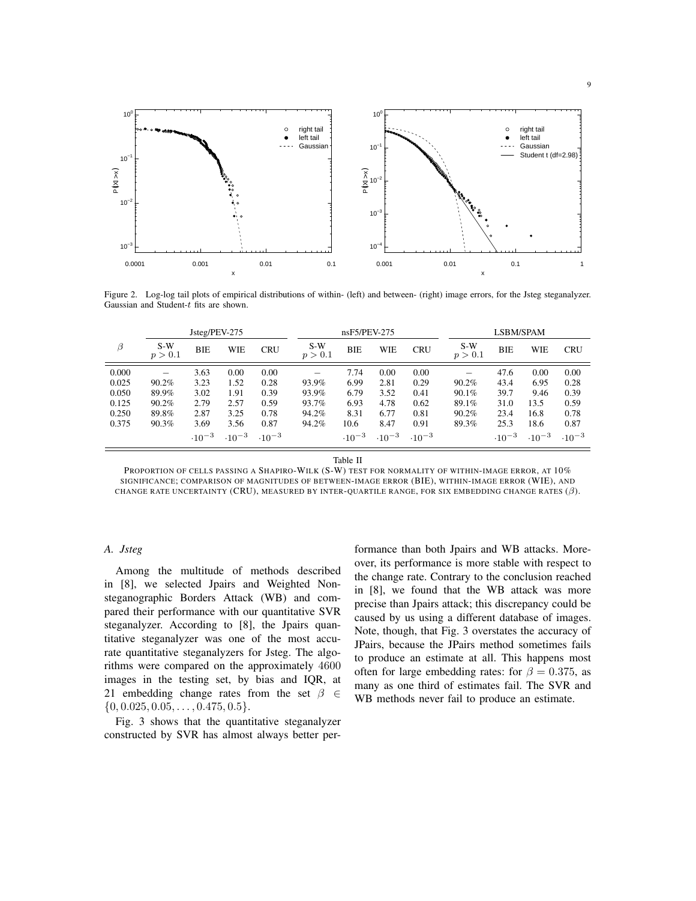Figure 2. Log-log tail plots of empirical distributions of within- (left) and between- (right) image errors, for the Jsteg steganalyzer. Gaussian and Student-$t$ fits are shown.

| $\beta$ | Jsteg/PEV-275 | | | | nsF5/PEV-275 | | | | LSBM/SPAM | | | |
|---|---|---|---|---|---|---|---|---|---|---|---|---|
| | S-W $p > 0.1$ | BIE | WIE | CRU | S-W $p > 0.1$ | BIE | WIE | CRU | S-W $p > 0.1$ | BIE | WIE | CRU |
| 0.000 | – | 3.63 | 0.00 | 0.00 | – | 7.74 | 0.00 | 0.00 | – | 47.6 | 0.00 | 0.00 |
| 0.025 | 90.2% | 3.23 | 1.52 | 0.28 | 93.9% | 6.99 | 2.81 | 0.29 | 90.2% | 43.4 | 6.95 | 0.28 |
| 0.050 | 89.9% | 3.02 | 1.91 | 0.39 | 93.9% | 6.79 | 3.52 | 0.41 | 90.1% | 39.7 | 9.46 | 0.39 |
| 0.125 | 90.2% | 2.79 | 2.57 | 0.59 | 93.7% | 6.93 | 4.78 | 0.62 | 89.1% | 31.0 | 13.5 | 0.59 |
| 0.250 | 89.8% | 2.87 | 3.25 | 0.78 | 94.2% | 8.31 | 6.77 | 0.81 | 90.2% | 23.4 | 16.8 | 0.78 |
| 0.375 | 90.3% | 3.69 | 3.56 | 0.87 | 94.2% | 10.6 | 8.47 | 0.91 | 89.3% | 25.3 | 18.6 | 0.87 |
| | | $\cdot 10^{-3}$ | $\cdot 10^{-3}$ | $\cdot 10^{-3}$ | | $\cdot 10^{-3}$ | $\cdot 10^{-3}$ | $\cdot 10^{-3}$ | | $\cdot 10^{-3}$ | $\cdot 10^{-3}$ | $\cdot 10^{-3}$ |

Table II

PROPORTION OF CELLS PASSING A SHAPIRO-WILK (S-W) TEST FOR NORMALITY OF WITHIN-IMAGE ERROR, AT 10% SIGNIFICANCE; COMPARISON OF MAGNITUDES OF BETWEEN-IMAGE ERROR (BIE), WITHIN-IMAGE ERROR (WIE), AND CHANGE RATE UNCERTAINTY (CRU), MEASURED BY INTER-QUARTILE RANGE, FOR SIX EMBEDDING CHANGE RATES ($\beta$).

### A. *Jsteg*

Among the multitude of methods described in [8], we selected Jpairs and Weighted Non-steganographic Borders Attack (WB) and compared their performance with our quantitative SVR steganalyzer. According to [8], the Jpairs quantitative steganalyzer was one of the most accurate quantitative steganalyzers for Jsteg. The algorithms were compared on the approximately 4600 images in the testing set, by bias and IQR, at 21 embedding change rates from the set $\beta \in \{0, 0.025, 0.05, \ldots, 0.475, 0.5\}$.

Fig. 3 shows that the quantitative steganalyzer constructed by SVR has almost always better performance than both Jpairs and WB attacks. Moreover, its performance is more stable with respect to the change rate. Contrary to the conclusion reached in [8], we found that the WB attack was more precise than Jpairs attack; this discrepancy could be caused by us using a different database of images. Note, though, that Fig. 3 overstates the accuracy of JPairs, because the JPairs method sometimes fails to produce an estimate at all. This happens most often for large embedding rates: for $\beta = 0.375$, as many as one third of estimates fail. The SVR and WB methods never fail to produce an estimate.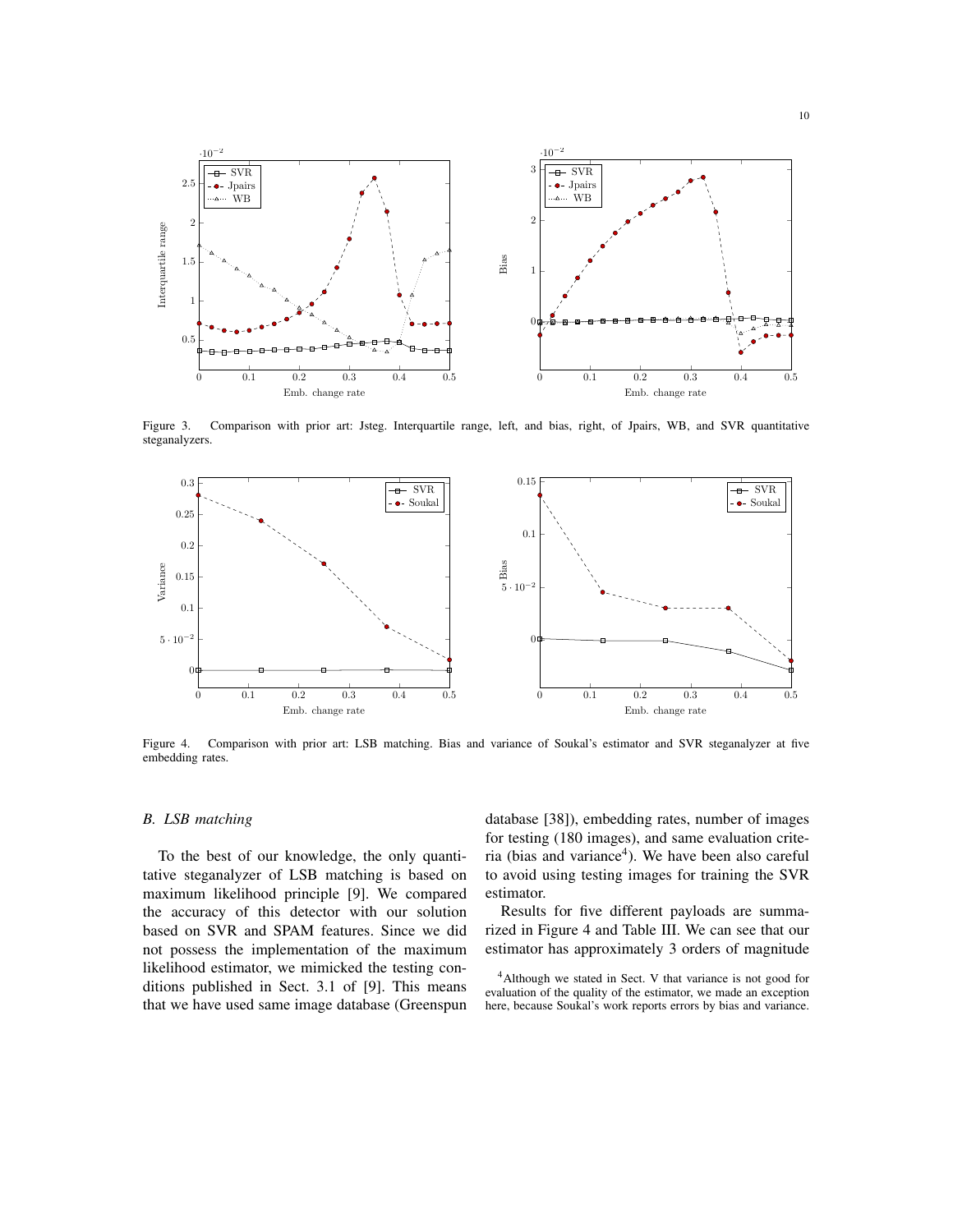Figure 3. Comparison with prior art: Jsteg. Interquartile range, left, and bias, right, of Jpairs, WB, and SVR quantitative steganalyzers.

Figure 4. Comparison with prior art: LSB matching. Bias and variance of Soukal's estimator and SVR steganalyzer at five embedding rates.

### B. LSB matching

To the best of our knowledge, the only quantitative steganalyzer of LSB matching is based on maximum likelihood principle [9]. We compared the accuracy of this detector with our solution based on SVR and SPAM features. Since we did not possess the implementation of the maximum likelihood estimator, we mimicked the testing conditions published in Sect. 3.1 of [9]. This means that we have used same image database (Greenspun database [38]), embedding rates, number of images for testing (180 images), and same evaluation criteria (bias and variance[4]). We have been also careful to avoid using testing images for training the SVR estimator.

Results for five different payloads are summarized in Figure 4 and Table III. We can see that our estimator has approximately 3 orders of magnitude

[4] Although we stated in Sect. V that variance is not good for evaluation of the quality of the estimator, we made an exception here, because Soukal's work reports errors by bias and variance.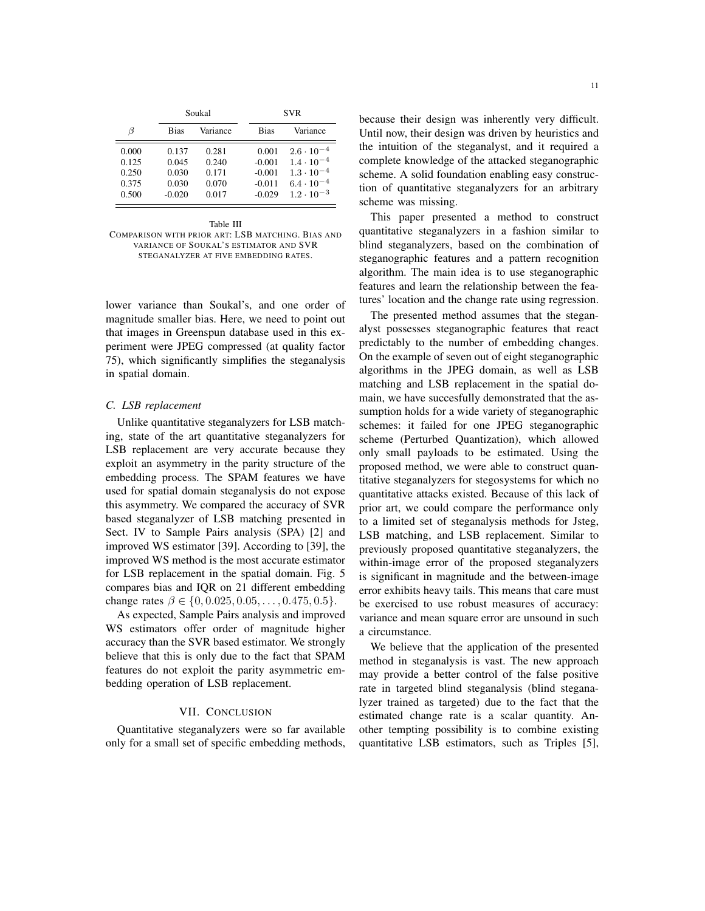| | Soukal | | SVR | |
|---|---|---|---|---|
| $\beta$ | Bias | Variance | Bias | Variance |
| 0.000 | 0.137 | 0.281 | 0.001 | $2.6 \cdot 10^{-4}$ |
| 0.125 | 0.045 | 0.240 | -0.001 | $1.4 \cdot 10^{-4}$ |
| 0.250 | 0.030 | 0.171 | -0.001 | $1.3 \cdot 10^{-4}$ |
| 0.375 | 0.030 | 0.070 | -0.011 | $6.4 \cdot 10^{-4}$ |
| 0.500 | -0.020 | 0.017 | -0.029 | $1.2 \cdot 10^{-3}$ |

Table III
COMPARISON WITH PRIOR ART: LSB MATCHING. BIAS AND VARIANCE OF SOUKAL'S ESTIMATOR AND SVR STEGANALYZER AT FIVE EMBEDDING RATES.

lower variance than Soukal's, and one order of magnitude smaller bias. Here, we need to point out that images in Greenspun database used in this experiment were JPEG compressed (at quality factor 75), which significantly simplifies the steganalysis in spatial domain.

### *C. LSB replacement*

Unlike quantitative steganalyzers for LSB matching, state of the art quantitative steganalyzers for LSB replacement are very accurate because they exploit an asymmetry in the parity structure of the embedding process. The SPAM features we have used for spatial domain steganalysis do not expose this asymmetry. We compared the accuracy of SVR based steganalyzer of LSB matching presented in Sect. IV to Sample Pairs analysis (SPA) [2] and improved WS estimator [39]. According to [39], the improved WS method is the most accurate estimator for LSB replacement in the spatial domain. Fig. 5 compares bias and IQR on 21 different embedding change rates $\beta \in \{0, 0.025, 0.05, \ldots, 0.475, 0.5\}$.

As expected, Sample Pairs analysis and improved WS estimators offer order of magnitude higher accuracy than the SVR based estimator. We strongly believe that this is only due to the fact that SPAM features do not exploit the parity asymmetric embedding operation of LSB replacement.

## VII. CONCLUSION

Quantitative steganalyzers were so far available only for a small set of specific embedding methods, because their design was inherently very difficult. Until now, their design was driven by heuristics and the intuition of the steganalyst, and it required a complete knowledge of the attacked steganographic scheme. A solid foundation enabling easy construction of quantitative steganalyzers for an arbitrary scheme was missing.

This paper presented a method to construct quantitative steganalyzers in a fashion similar to blind steganalyzers, based on the combination of steganographic features and a pattern recognition algorithm. The main idea is to use steganographic features and learn the relationship between the features' location and the change rate using regression.

The presented method assumes that the steganalyst possesses steganographic features that react predictably to the number of embedding changes. On the example of seven out of eight steganographic algorithms in the JPEG domain, as well as LSB matching and LSB replacement in the spatial domain, we have succesfully demonstrated that the assumption holds for a wide variety of steganographic schemes: it failed for one JPEG steganographic scheme (Perturbed Quantization), which allowed only small payloads to be estimated. Using the proposed method, we were able to construct quantitative steganalyzers for stegosystems for which no quantitative attacks existed. Because of this lack of prior art, we could compare the performance only to a limited set of steganalysis methods for Jsteg, LSB matching, and LSB replacement. Similar to previously proposed quantitative steganalyzers, the within-image error of the proposed steganalyzers is significant in magnitude and the between-image error exhibits heavy tails. This means that care must be exercised to use robust measures of accuracy: variance and mean square error are unsound in such a circumstance.

We believe that the application of the presented method in steganalysis is vast. The new approach may provide a better control of the false positive rate in targeted blind steganalysis (blind steganalyzer trained as targeted) due to the fact that the estimated change rate is a scalar quantity. Another tempting possibility is to combine existing quantitative LSB estimators, such as Triples [5],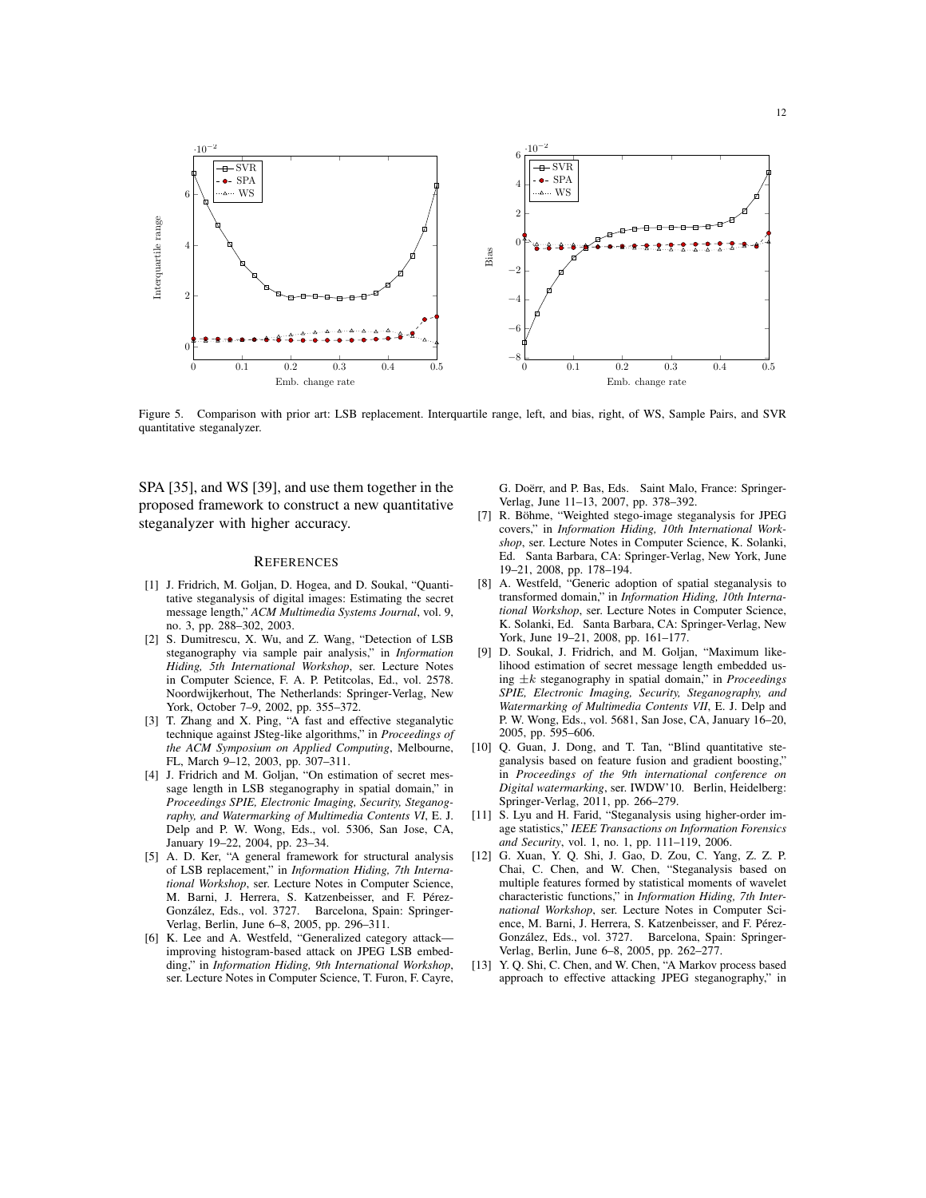Figure 5. Comparison with prior art: LSB replacement. Interquartile range, left, and bias, right, of WS, Sample Pairs, and SVR quantitative steganalyzer.

SPA [35], and WS [39], and use them together in the proposed framework to construct a new quantitative steganalyzer with higher accuracy.

## REFERENCES

- [1] J. Fridrich, M. Goljan, D. Hogea, and D. Soukal, "Quantitative steganalysis of digital images: Estimating the secret message length," *ACM Multimedia Systems Journal*, vol. 9, no. 3, pp. 288–302, 2003.
- [2] S. Dumitrescu, X. Wu, and Z. Wang, "Detection of LSB steganography via sample pair analysis," in *Information Hiding, 5th International Workshop*, ser. Lecture Notes in Computer Science, F. A. P. Petitcolas, Ed., vol. 2578. Noordwijkerhout, The Netherlands: Springer-Verlag, New York, October 7–9, 2002, pp. 355–372.
- [3] T. Zhang and X. Ping, "A fast and effective steganalytic technique against JSteg-like algorithms," in *Proceedings of the ACM Symposium on Applied Computing*, Melbourne, FL, March 9–12, 2003, pp. 307–311.
- [4] J. Fridrich and M. Goljan, "On estimation of secret message length in LSB steganography in spatial domain," in *Proceedings SPIE, Electronic Imaging, Security, Steganography, and Watermarking of Multimedia Contents VI*, E. J. Delp and P. W. Wong, Eds., vol. 5306, San Jose, CA, January 19–22, 2004, pp. 23–34.
- [5] A. D. Ker, "A general framework for structural analysis of LSB replacement," in *Information Hiding, 7th International Workshop*, ser. Lecture Notes in Computer Science, M. Barni, J. Herrera, S. Katzenbeisser, and F. Pérez-González, Eds., vol. 3727. Barcelona, Spain: Springer-Verlag, Berlin, June 6–8, 2005, pp. 296–311.
- [6] K. Lee and A. Westfeld, "Generalized category attack—improving histogram-based attack on JPEG LSB embedding," in *Information Hiding, 9th International Workshop*, ser. Lecture Notes in Computer Science, T. Furon, F. Cayre, G. Doërr, and P. Bas, Eds. Saint Malo, France: Springer-Verlag, June 11–13, 2007, pp. 378–392.
- [7] R. Böhme, "Weighted stego-image steganalysis for JPEG covers," in *Information Hiding, 10th International Workshop*, ser. Lecture Notes in Computer Science, K. Solanki, Ed. Santa Barbara, CA: Springer-Verlag, New York, June 19–21, 2008, pp. 178–194.
- [8] A. Westfeld, "Generic adoption of spatial steganalysis to transformed domain," in *Information Hiding, 10th International Workshop*, ser. Lecture Notes in Computer Science, K. Solanki, Ed. Santa Barbara, CA: Springer-Verlag, New York, June 19–21, 2008, pp. 161–177.
- [9] D. Soukal, J. Fridrich, and M. Goljan, "Maximum likelihood estimation of secret message length embedded using $\pm k$ steganography in spatial domain," in *Proceedings SPIE, Electronic Imaging, Security, Steganography, and Watermarking of Multimedia Contents VII*, E. J. Delp and P. W. Wong, Eds., vol. 5681, San Jose, CA, January 16–20, 2005, pp. 595–606.
- [10] Q. Guan, J. Dong, and T. Tan, "Blind quantitative steganalysis based on feature fusion and gradient boosting," in *Proceedings of the 9th international conference on Digital watermarking*, ser. IWDW'10. Berlin, Heidelberg: Springer-Verlag, 2011, pp. 266–279.
- [11] S. Lyu and H. Farid, "Steganalysis using higher-order image statistics," *IEEE Transactions on Information Forensics and Security*, vol. 1, no. 1, pp. 111–119, 2006.
- [12] G. Xuan, Y. Q. Shi, J. Gao, D. Zou, C. Yang, Z. Z. P. Chai, C. Chen, and W. Chen, "Steganalysis based on multiple features formed by statistical moments of wavelet characteristic functions," in *Information Hiding, 7th International Workshop*, ser. Lecture Notes in Computer Science, M. Barni, J. Herrera, S. Katzenbeisser, and F. Pérez-González, Eds., vol. 3727. Barcelona, Spain: Springer-Verlag, Berlin, June 6–8, 2005, pp. 262–277.
- [13] Y. Q. Shi, C. Chen, and W. Chen, "A Markov process based approach to effective attacking JPEG steganography," in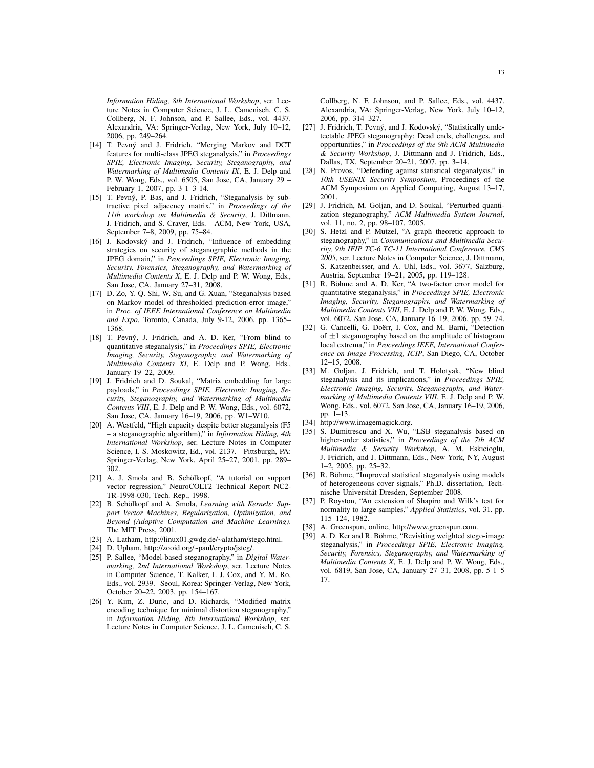*Information Hiding, 8th International Workshop*, ser. Lecture Notes in Computer Science, J. L. Camenisch, C. S. Collberg, N. F. Johnson, and P. Sallee, Eds., vol. 4437. Alexandria, VA: Springer-Verlag, New York, July 10–12, 2006, pp. 249–264.

[14] T. Pevný and J. Fridrich, "Merging Markov and DCT features for multi-class JPEG steganalysis," in *Proceedings SPIE, Electronic Imaging, Security, Steganography, and Watermarking of Multimedia Contents IX*, E. J. Delp and P. W. Wong, Eds., vol. 6505, San Jose, CA, January 29 – February 1, 2007, pp. 3 1–3 14.

[15] T. Pevný, P. Bas, and J. Fridrich, "Steganalysis by subtractive pixel adjacency matrix," in *Proceedings of the 11th workshop on Multimedia & Security*, J. Dittmann, J. Fridrich, and S. Craver, Eds. ACM, New York, USA, September 7–8, 2009, pp. 75–84.

[16] J. Kodovský and J. Fridrich, "Influence of embedding strategies on security of steganographic methods in the JPEG domain," in *Proceedings SPIE, Electronic Imaging, Security, Forensics, Steganography, and Watermarking of Multimedia Contents X*, E. J. Delp and P. W. Wong, Eds., San Jose, CA, January 27–31, 2008.

[17] D. Zo, Y. Q. Shi, W. Su, and G. Xuan, "Steganalysis based on Markov model of thresholded prediction-error image," in *Proc. of IEEE International Conference on Multimedia and Expo*, Toronto, Canada, July 9-12, 2006, pp. 1365–1368.

[18] T. Pevný, J. Fridrich, and A. D. Ker, "From blind to quantitative steganalysis," in *Proceedings SPIE, Electronic Imaging, Security, Steganography, and Watermarking of Multimedia Contents XI*, E. Delp and P. Wong, Eds., January 19–22, 2009.

[19] J. Fridrich and D. Soukal, "Matrix embedding for large payloads," in *Proceedings SPIE, Electronic Imaging, Security, Steganography, and Watermarking of Multimedia Contents VIII*, E. J. Delp and P. W. Wong, Eds., vol. 6072, San Jose, CA, January 16–19, 2006, pp. W1–W10.

[20] A. Westfeld, "High capacity despite better steganalysis (F5 – a steganographic algorithm)," in *Information Hiding, 4th International Workshop*, ser. Lecture Notes in Computer Science, I. S. Moskowitz, Ed., vol. 2137. Pittsburgh, PA: Springer-Verlag, New York, April 25–27, 2001, pp. 289–302.

[21] A. J. Smola and B. Schölkopf, "A tutorial on support vector regression," NeuroCOLT2 Technical Report NC2-TR-1998-030, Tech. Rep., 1998.

[22] B. Schölkopf and A. Smola, *Learning with Kernels: Support Vector Machines, Regularization, Optimization, and Beyond (Adaptive Computation and Machine Learning)*. The MIT Press, 2001.

[23] A. Latham, http://linux01.gwdg.de/~alatham/stego.html.

[24] D. Upham, http://zooid.org/~paul/crypto/jsteg/.

[25] P. Sallee, "Model-based steganography," in *Digital Watermarking, 2nd International Workshop*, ser. Lecture Notes in Computer Science, T. Kalker, I. J. Cox, and Y. M. Ro, Eds., vol. 2939. Seoul, Korea: Springer-Verlag, New York, October 20–22, 2003, pp. 154–167.

[26] Y. Kim, Z. Duric, and D. Richards, "Modified matrix encoding technique for minimal distortion steganography," in *Information Hiding, 8th International Workshop*, ser. Lecture Notes in Computer Science, J. L. Camenisch, C. S. Collberg, N. F. Johnson, and P. Sallee, Eds., vol. 4437. Alexandria, VA: Springer-Verlag, New York, July 10–12, 2006, pp. 314–327.

[27] J. Fridrich, T. Pevný, and J. Kodovský, "Statistically undetectable JPEG steganography: Dead ends, challenges, and opportunities," in *Proceedings of the 9th ACM Multimedia & Security Workshop*, J. Dittmann and J. Fridrich, Eds., Dallas, TX, September 20–21, 2007, pp. 3–14.

[28] N. Provos, "Defending against statistical steganalysis," in *10th USENIX Security Symposium*, Proceedings of the ACM Symposium on Applied Computing, August 13–17, 2001.

[29] J. Fridrich, M. Goljan, and D. Soukal, "Perturbed quantization steganography," *ACM Multimedia System Journal*, vol. 11, no. 2, pp. 98–107, 2005.

[30] S. Hetzl and P. Mutzel, "A graph–theoretic approach to steganography," in *Communications and Multimedia Security, 9th IFIP TC-6 TC-11 International Conference, CMS 2005*, ser. Lecture Notes in Computer Science, J. Dittmann, S. Katzenbeisser, and A. Uhl, Eds., vol. 3677, Salzburg, Austria, September 19–21, 2005, pp. 119–128.

[31] R. Böhme and A. D. Ker, "A two-factor error model for quantitative steganalysis," in *Proceedings SPIE, Electronic Imaging, Security, Steganography, and Watermarking of Multimedia Contents VIII*, E. J. Delp and P. W. Wong, Eds., vol. 6072, San Jose, CA, January 16–19, 2006, pp. 59–74.

[32] G. Cancelli, G. Doërr, I. Cox, and M. Barni, "Detection of $\pm 1$ steganography based on the amplitude of histogram local extrema," in *Proceedings IEEE, International Conference on Image Processing, ICIP*, San Diego, CA, October 12–15, 2008.

[33] M. Goljan, J. Fridrich, and T. Holotyak, "New blind steganalysis and its implications," in *Proceedings SPIE, Electronic Imaging, Security, Steganography, and Watermarking of Multimedia Contents VIII*, E. J. Delp and P. W. Wong, Eds., vol. 6072, San Jose, CA, January 16–19, 2006, pp. 1–13.

[34] http://www.imagemagick.org.

[35] S. Dumitrescu and X. Wu, "LSB steganalysis based on higher-order statistics," in *Proceedings of the 7th ACM Multimedia & Security Workshop*, A. M. Eskicioglu, J. Fridrich, and J. Dittmann, Eds., New York, NY, August 1–2, 2005, pp. 25–32.

[36] R. Böhme, "Improved statistical steganalysis using models of heterogeneous cover signals," Ph.D. dissertation, Technische Universität Dresden, September 2008.

[37] P. Royston, "An extension of Shapiro and Wilk's test for normality to large samples," *Applied Statistics*, vol. 31, pp. 115–124, 1982.

[38] A. Greenspun, online, http://www.greenspun.com.

[39] A. D. Ker and R. Böhme, "Revisiting weighted stego-image steganalysis," in *Proceedings SPIE, Electronic Imaging, Security, Forensics, Steganography, and Watermarking of Multimedia Contents X*, E. J. Delp and P. W. Wong, Eds., vol. 6819, San Jose, CA, January 27–31, 2008, pp. 5 1–5 17.